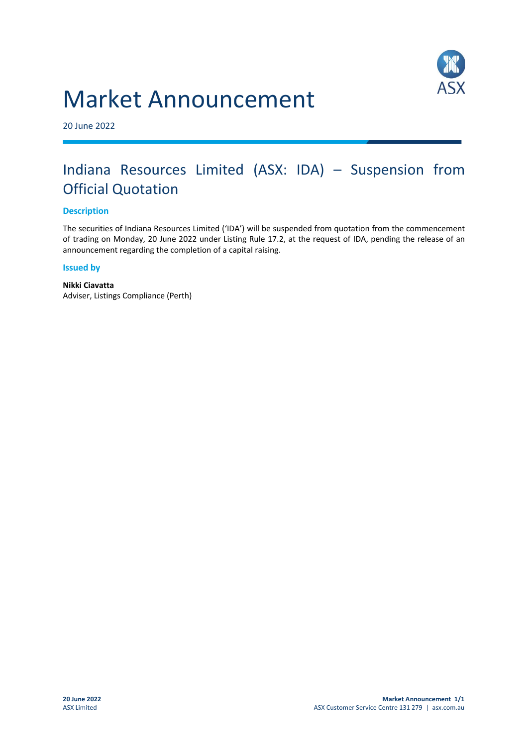# Market Announcement

20 June 2022

## Indiana Resources Limited (ASX: IDA) – Suspension from Official Quotation

### Description

The securities of Indiana Resources Limited ('IDA') will be suspended from quotation from the commencement of trading on Monday, 20 June 2022 under Listing Rule 17.2, at the request of IDA, pending the release of an announcement regarding the completion of a capital raising.

### Issued by

**Nikki Ciavatta**
Adviser, Listings Compliance (Perth)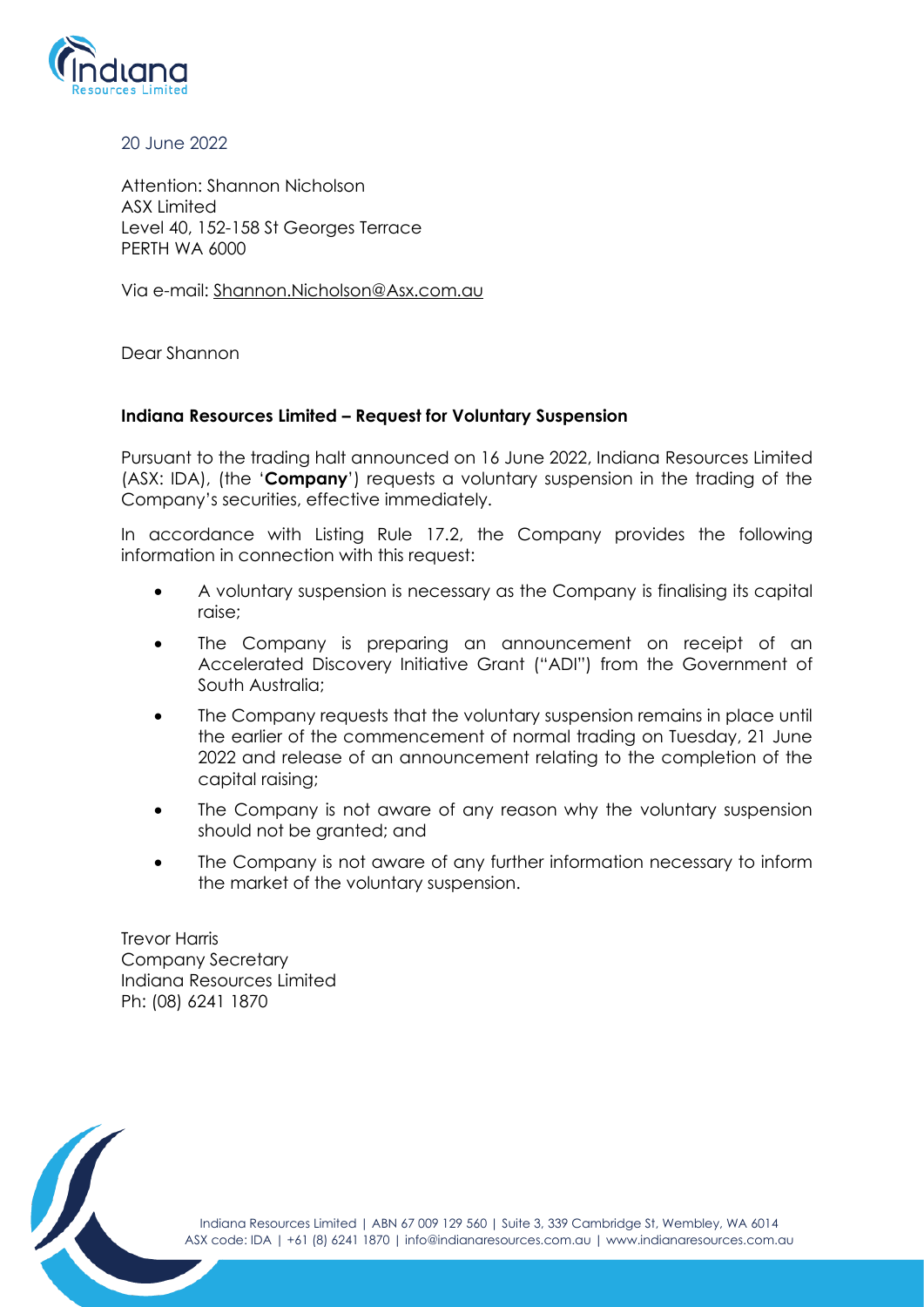20 June 2022

Attention: Shannon Nicholson
ASX Limited
Level 40, 152-158 St Georges Terrace
PERTH WA 6000

Via e-mail: Shannon.Nicholson@Asx.com.au

Dear Shannon

**Indiana Resources Limited – Request for Voluntary Suspension**

Pursuant to the trading halt announced on 16 June 2022, Indiana Resources Limited (ASX: IDA), (the '**Company**') requests a voluntary suspension in the trading of the Company's securities, effective immediately.

In accordance with Listing Rule 17.2, the Company provides the following information in connection with this request:

- A voluntary suspension is necessary as the Company is finalising its capital raise;
- The Company is preparing an announcement on receipt of an Accelerated Discovery Initiative Grant ("ADI") from the Government of South Australia;
- The Company requests that the voluntary suspension remains in place until the earlier of the commencement of normal trading on Tuesday, 21 June 2022 and release of an announcement relating to the completion of the capital raising;
- The Company is not aware of any reason why the voluntary suspension should not be granted; and
- The Company is not aware of any further information necessary to inform the market of the voluntary suspension.

Trevor Harris
Company Secretary
Indiana Resources Limited
Ph: (08) 6241 1870

Indiana Resources Limited | ABN 67 009 129 560 | Suite 3, 339 Cambridge St, Wembley, WA 6014
ASX code: IDA | +61 (8) 6241 1870 | info@indianaresources.com.au | www.indianaresources.com.au